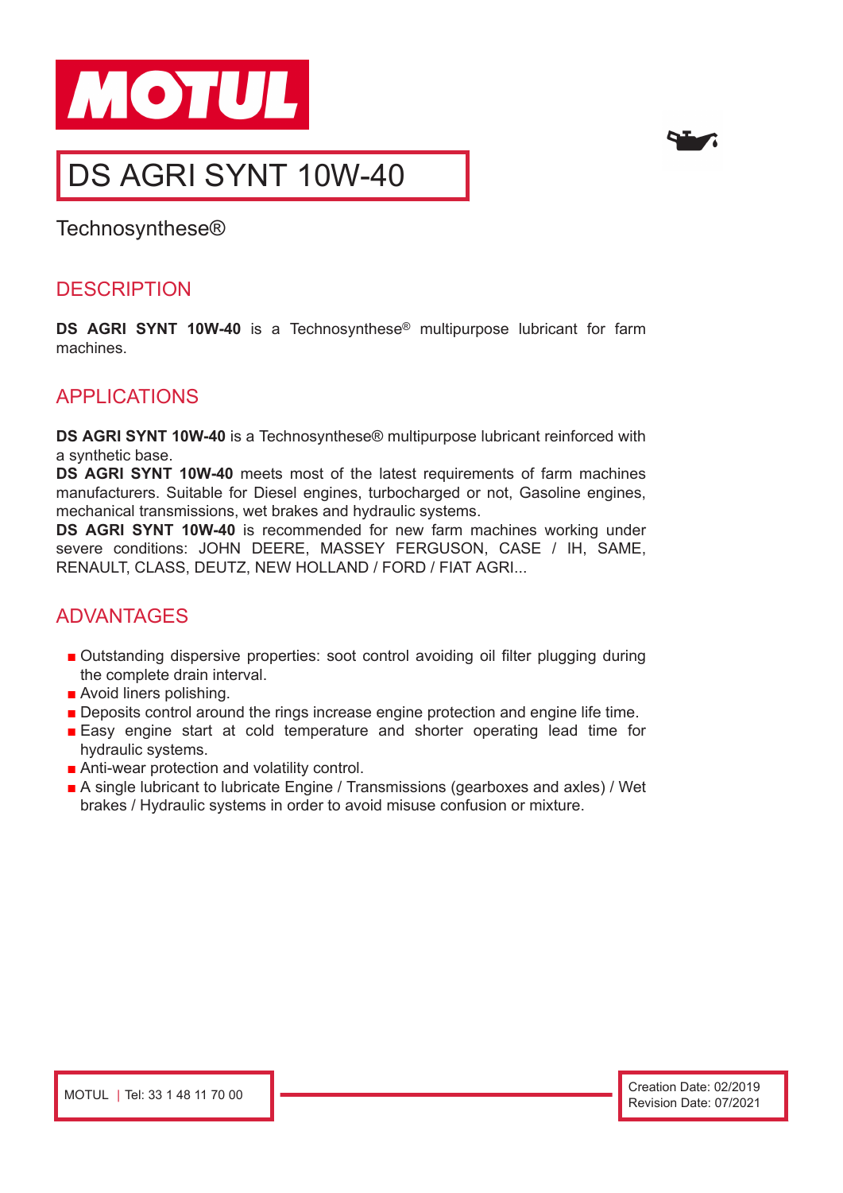MOTUL

# DS AGRI SYNT 10W-40

Technosynthese®

## DESCRIPTION

**DS AGRI SYNT 10W-40** is a Technosynthese® multipurpose lubricant for farm machines.

## APPLICATIONS

**DS AGRI SYNT 10W-40** is a Technosynthese® multipurpose lubricant reinforced with a synthetic base.
**DS AGRI SYNT 10W-40** meets most of the latest requirements of farm machines manufacturers. Suitable for Diesel engines, turbocharged or not, Gasoline engines, mechanical transmissions, wet brakes and hydraulic systems.
**DS AGRI SYNT 10W-40** is recommended for new farm machines working under severe conditions: JOHN DEERE, MASSEY FERGUSON, CASE / IH, SAME, RENAULT, CLASS, DEUTZ, NEW HOLLAND / FORD / FIAT AGRI...

## ADVANTAGES

- Outstanding dispersive properties: soot control avoiding oil filter plugging during the complete drain interval.
- Avoid liners polishing.
- Deposits control around the rings increase engine protection and engine life time.
- Easy engine start at cold temperature and shorter operating lead time for hydraulic systems.
- Anti-wear protection and volatility control.
- A single lubricant to lubricate Engine / Transmissions (gearboxes and axles) / Wet brakes / Hydraulic systems in order to avoid misuse confusion or mixture.

MOTUL | Tel: 33 1 48 11 70 00

Creation Date: 02/2019
Revision Date: 07/2021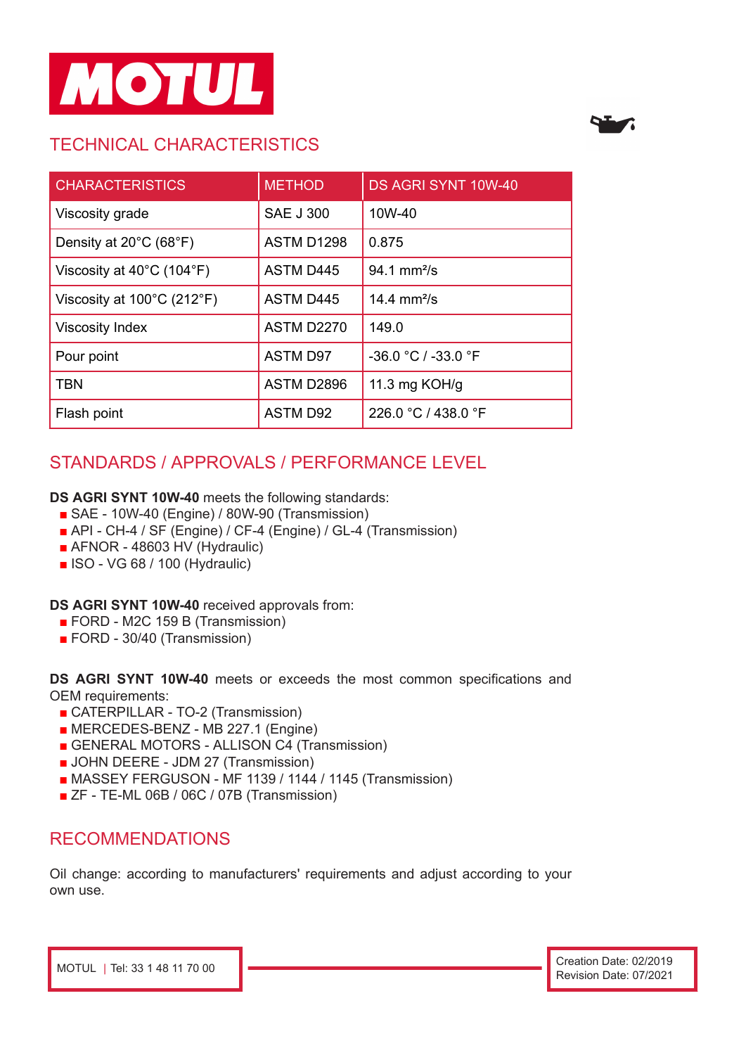## TECHNICAL CHARACTERISTICS

| CHARACTERISTICS | METHOD | DS AGRI SYNT 10W-40 |
| --- | --- | --- |
| Viscosity grade | SAE J 300 | 10W-40 |
| Density at 20°C (68°F) | ASTM D1298 | 0.875 |
| Viscosity at 40°C (104°F) | ASTM D445 | 94.1 mm²/s |
| Viscosity at 100°C (212°F) | ASTM D445 | 14.4 mm²/s |
| Viscosity Index | ASTM D2270 | 149.0 |
| Pour point | ASTM D97 | -36.0 °C / -33.0 °F |
| TBN | ASTM D2896 | 11.3 mg KOH/g |
| Flash point | ASTM D92 | 226.0 °C / 438.0 °F |

## STANDARDS / APPROVALS / PERFORMANCE LEVEL

**DS AGRI SYNT 10W-40** meets the following standards:

- SAE - 10W-40 (Engine) / 80W-90 (Transmission)
- API - CH-4 / SF (Engine) / CF-4 (Engine) / GL-4 (Transmission)
- AFNOR - 48603 HV (Hydraulic)
- ISO - VG 68 / 100 (Hydraulic)

**DS AGRI SYNT 10W-40** received approvals from:

- FORD - M2C 159 B (Transmission)
- FORD - 30/40 (Transmission)

**DS AGRI SYNT 10W-40** meets or exceeds the most common specifications and OEM requirements:

- CATERPILLAR - TO-2 (Transmission)
- MERCEDES-BENZ - MB 227.1 (Engine)
- GENERAL MOTORS - ALLISON C4 (Transmission)
- JOHN DEERE - JDM 27 (Transmission)
- MASSEY FERGUSON - MF 1139 / 1144 / 1145 (Transmission)
- ZF - TE-ML 06B / 06C / 07B (Transmission)

## RECOMMENDATIONS

Oil change: according to manufacturers' requirements and adjust according to your own use.

MOTUL | Tel: 33 1 48 11 70 00

Creation Date: 02/2019
Revision Date: 07/2021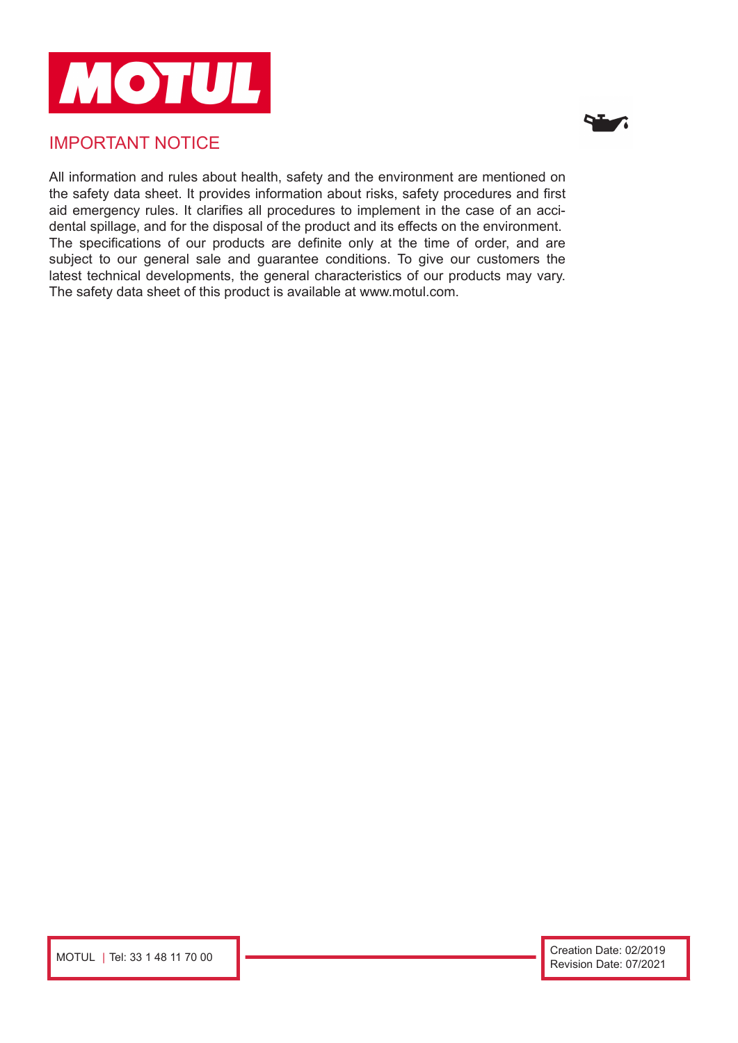## IMPORTANT NOTICE

All information and rules about health, safety and the environment are mentioned on the safety data sheet. It provides information about risks, safety procedures and first aid emergency rules. It clarifies all procedures to implement in the case of an accidental spillage, and for the disposal of the product and its effects on the environment.
The specifications of our products are definite only at the time of order, and are subject to our general sale and guarantee conditions. To give our customers the latest technical developments, the general characteristics of our products may vary.
The safety data sheet of this product is available at www.motul.com.